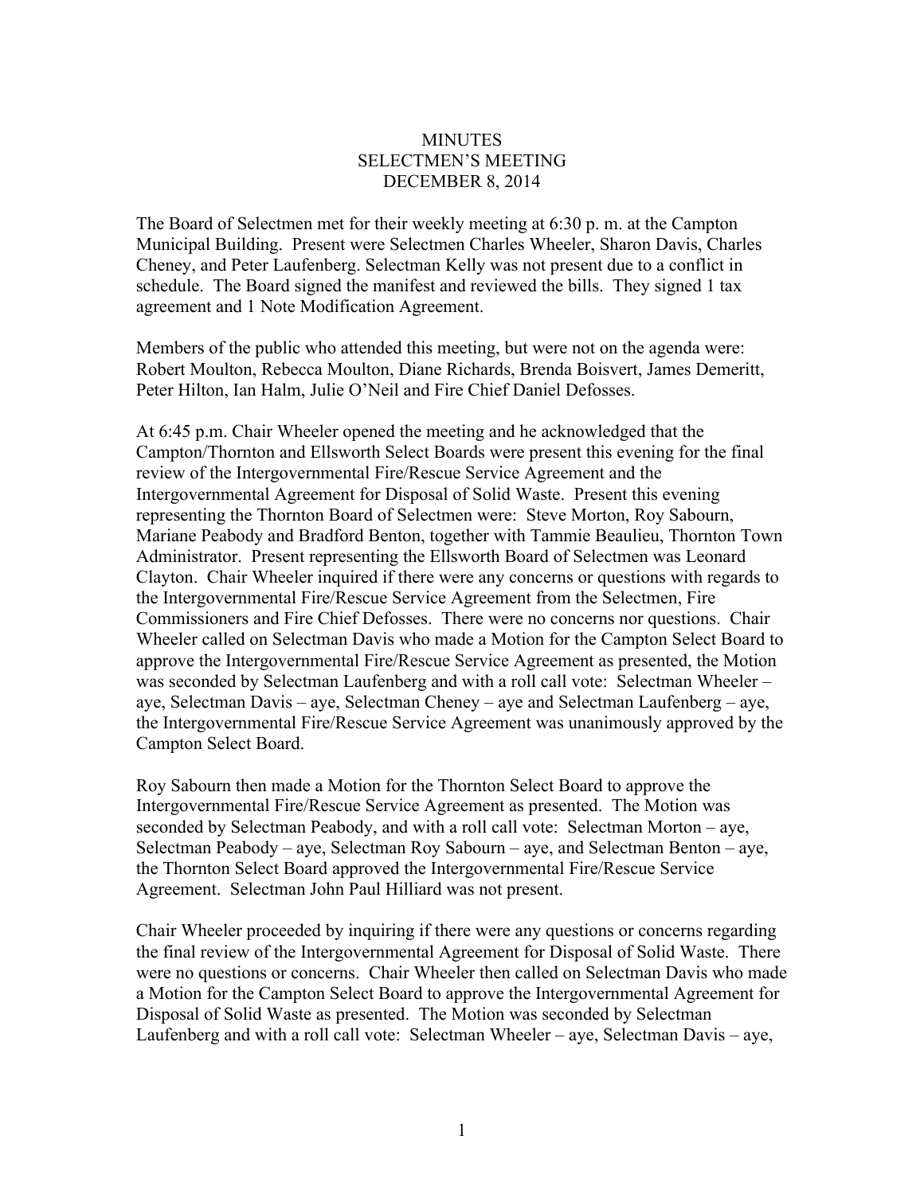# MINUTES
## SELECTMEN'S MEETING
## DECEMBER 8, 2014

The Board of Selectmen met for their weekly meeting at 6:30 p. m. at the Campton Municipal Building. Present were Selectmen Charles Wheeler, Sharon Davis, Charles Cheney, and Peter Laufenberg. Selectman Kelly was not present due to a conflict in schedule. The Board signed the manifest and reviewed the bills. They signed 1 tax agreement and 1 Note Modification Agreement.

Members of the public who attended this meeting, but were not on the agenda were: Robert Moulton, Rebecca Moulton, Diane Richards, Brenda Boisvert, James Demeritt, Peter Hilton, Ian Halm, Julie O'Neil and Fire Chief Daniel Defosses.

At 6:45 p.m. Chair Wheeler opened the meeting and he acknowledged that the Campton/Thornton and Ellsworth Select Boards were present this evening for the final review of the Intergovernmental Fire/Rescue Service Agreement and the Intergovernmental Agreement for Disposal of Solid Waste. Present this evening representing the Thornton Board of Selectmen were: Steve Morton, Roy Sabourn, Mariane Peabody and Bradford Benton, together with Tammie Beaulieu, Thornton Town Administrator. Present representing the Ellsworth Board of Selectmen was Leonard Clayton. Chair Wheeler inquired if there were any concerns or questions with regards to the Intergovernmental Fire/Rescue Service Agreement from the Selectmen, Fire Commissioners and Fire Chief Defosses. There were no concerns nor questions. Chair Wheeler called on Selectman Davis who made a Motion for the Campton Select Board to approve the Intergovernmental Fire/Rescue Service Agreement as presented, the Motion was seconded by Selectman Laufenberg and with a roll call vote: Selectman Wheeler – aye, Selectman Davis – aye, Selectman Cheney – aye and Selectman Laufenberg – aye, the Intergovernmental Fire/Rescue Service Agreement was unanimously approved by the Campton Select Board.

Roy Sabourn then made a Motion for the Thornton Select Board to approve the Intergovernmental Fire/Rescue Service Agreement as presented. The Motion was seconded by Selectman Peabody, and with a roll call vote: Selectman Morton – aye, Selectman Peabody – aye, Selectman Roy Sabourn – aye, and Selectman Benton – aye, the Thornton Select Board approved the Intergovernmental Fire/Rescue Service Agreement. Selectman John Paul Hilliard was not present.

Chair Wheeler proceeded by inquiring if there were any questions or concerns regarding the final review of the Intergovernmental Agreement for Disposal of Solid Waste. There were no questions or concerns. Chair Wheeler then called on Selectman Davis who made a Motion for the Campton Select Board to approve the Intergovernmental Agreement for Disposal of Solid Waste as presented. The Motion was seconded by Selectman Laufenberg and with a roll call vote: Selectman Wheeler – aye, Selectman Davis – aye,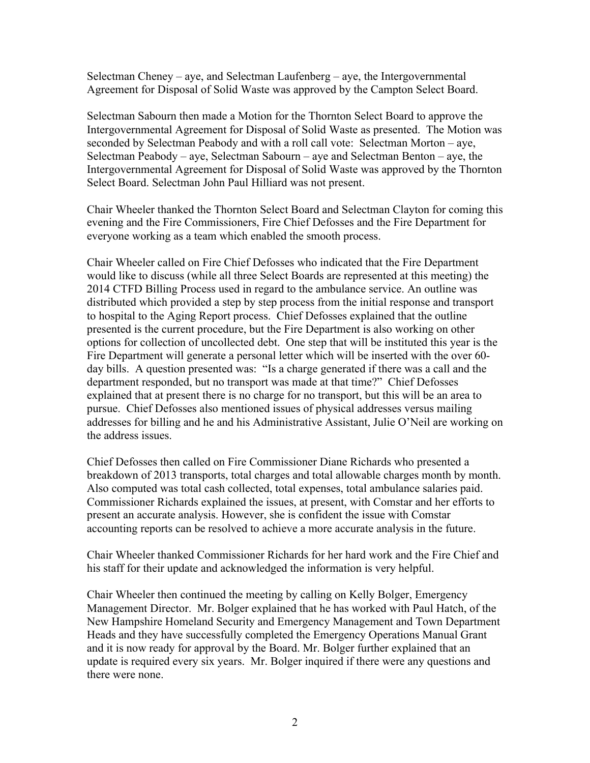Selectman Cheney – aye, and Selectman Laufenberg – aye, the Intergovernmental Agreement for Disposal of Solid Waste was approved by the Campton Select Board.

Selectman Sabourn then made a Motion for the Thornton Select Board to approve the Intergovernmental Agreement for Disposal of Solid Waste as presented. The Motion was seconded by Selectman Peabody and with a roll call vote: Selectman Morton – aye, Selectman Peabody – aye, Selectman Sabourn – aye and Selectman Benton – aye, the Intergovernmental Agreement for Disposal of Solid Waste was approved by the Thornton Select Board. Selectman John Paul Hilliard was not present.

Chair Wheeler thanked the Thornton Select Board and Selectman Clayton for coming this evening and the Fire Commissioners, Fire Chief Defosses and the Fire Department for everyone working as a team which enabled the smooth process.

Chair Wheeler called on Fire Chief Defosses who indicated that the Fire Department would like to discuss (while all three Select Boards are represented at this meeting) the 2014 CTFD Billing Process used in regard to the ambulance service. An outline was distributed which provided a step by step process from the initial response and transport to hospital to the Aging Report process. Chief Defosses explained that the outline presented is the current procedure, but the Fire Department is also working on other options for collection of uncollected debt. One step that will be instituted this year is the Fire Department will generate a personal letter which will be inserted with the over 60-day bills. A question presented was: "Is a charge generated if there was a call and the department responded, but no transport was made at that time?" Chief Defosses explained that at present there is no charge for no transport, but this will be an area to pursue. Chief Defosses also mentioned issues of physical addresses versus mailing addresses for billing and he and his Administrative Assistant, Julie O'Neil are working on the address issues.

Chief Defosses then called on Fire Commissioner Diane Richards who presented a breakdown of 2013 transports, total charges and total allowable charges month by month. Also computed was total cash collected, total expenses, total ambulance salaries paid. Commissioner Richards explained the issues, at present, with Comstar and her efforts to present an accurate analysis. However, she is confident the issue with Comstar accounting reports can be resolved to achieve a more accurate analysis in the future.

Chair Wheeler thanked Commissioner Richards for her hard work and the Fire Chief and his staff for their update and acknowledged the information is very helpful.

Chair Wheeler then continued the meeting by calling on Kelly Bolger, Emergency Management Director. Mr. Bolger explained that he has worked with Paul Hatch, of the New Hampshire Homeland Security and Emergency Management and Town Department Heads and they have successfully completed the Emergency Operations Manual Grant and it is now ready for approval by the Board. Mr. Bolger further explained that an update is required every six years. Mr. Bolger inquired if there were any questions and there were none.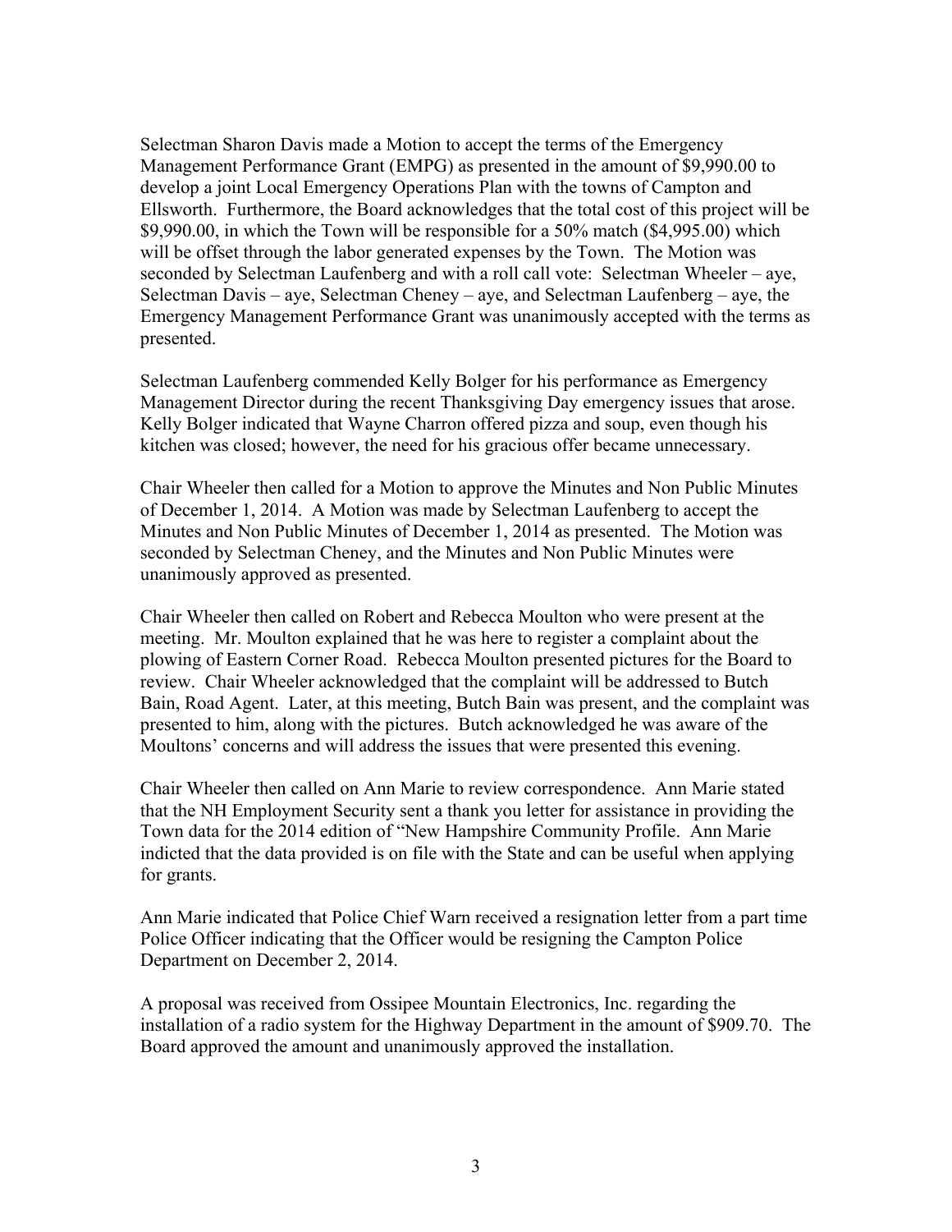Selectman Sharon Davis made a Motion to accept the terms of the Emergency Management Performance Grant (EMPG) as presented in the amount of $9,990.00 to develop a joint Local Emergency Operations Plan with the towns of Campton and Ellsworth. Furthermore, the Board acknowledges that the total cost of this project will be $9,990.00, in which the Town will be responsible for a 50% match ($4,995.00) which will be offset through the labor generated expenses by the Town. The Motion was seconded by Selectman Laufenberg and with a roll call vote: Selectman Wheeler – aye, Selectman Davis – aye, Selectman Cheney – aye, and Selectman Laufenberg – aye, the Emergency Management Performance Grant was unanimously accepted with the terms as presented.

Selectman Laufenberg commended Kelly Bolger for his performance as Emergency Management Director during the recent Thanksgiving Day emergency issues that arose. Kelly Bolger indicated that Wayne Charron offered pizza and soup, even though his kitchen was closed; however, the need for his gracious offer became unnecessary.

Chair Wheeler then called for a Motion to approve the Minutes and Non Public Minutes of December 1, 2014. A Motion was made by Selectman Laufenberg to accept the Minutes and Non Public Minutes of December 1, 2014 as presented. The Motion was seconded by Selectman Cheney, and the Minutes and Non Public Minutes were unanimously approved as presented.

Chair Wheeler then called on Robert and Rebecca Moulton who were present at the meeting. Mr. Moulton explained that he was here to register a complaint about the plowing of Eastern Corner Road. Rebecca Moulton presented pictures for the Board to review. Chair Wheeler acknowledged that the complaint will be addressed to Butch Bain, Road Agent. Later, at this meeting, Butch Bain was present, and the complaint was presented to him, along with the pictures. Butch acknowledged he was aware of the Moultons' concerns and will address the issues that were presented this evening.

Chair Wheeler then called on Ann Marie to review correspondence. Ann Marie stated that the NH Employment Security sent a thank you letter for assistance in providing the Town data for the 2014 edition of "New Hampshire Community Profile. Ann Marie indicted that the data provided is on file with the State and can be useful when applying for grants.

Ann Marie indicated that Police Chief Warn received a resignation letter from a part time Police Officer indicating that the Officer would be resigning the Campton Police Department on December 2, 2014.

A proposal was received from Ossipee Mountain Electronics, Inc. regarding the installation of a radio system for the Highway Department in the amount of $909.70. The Board approved the amount and unanimously approved the installation.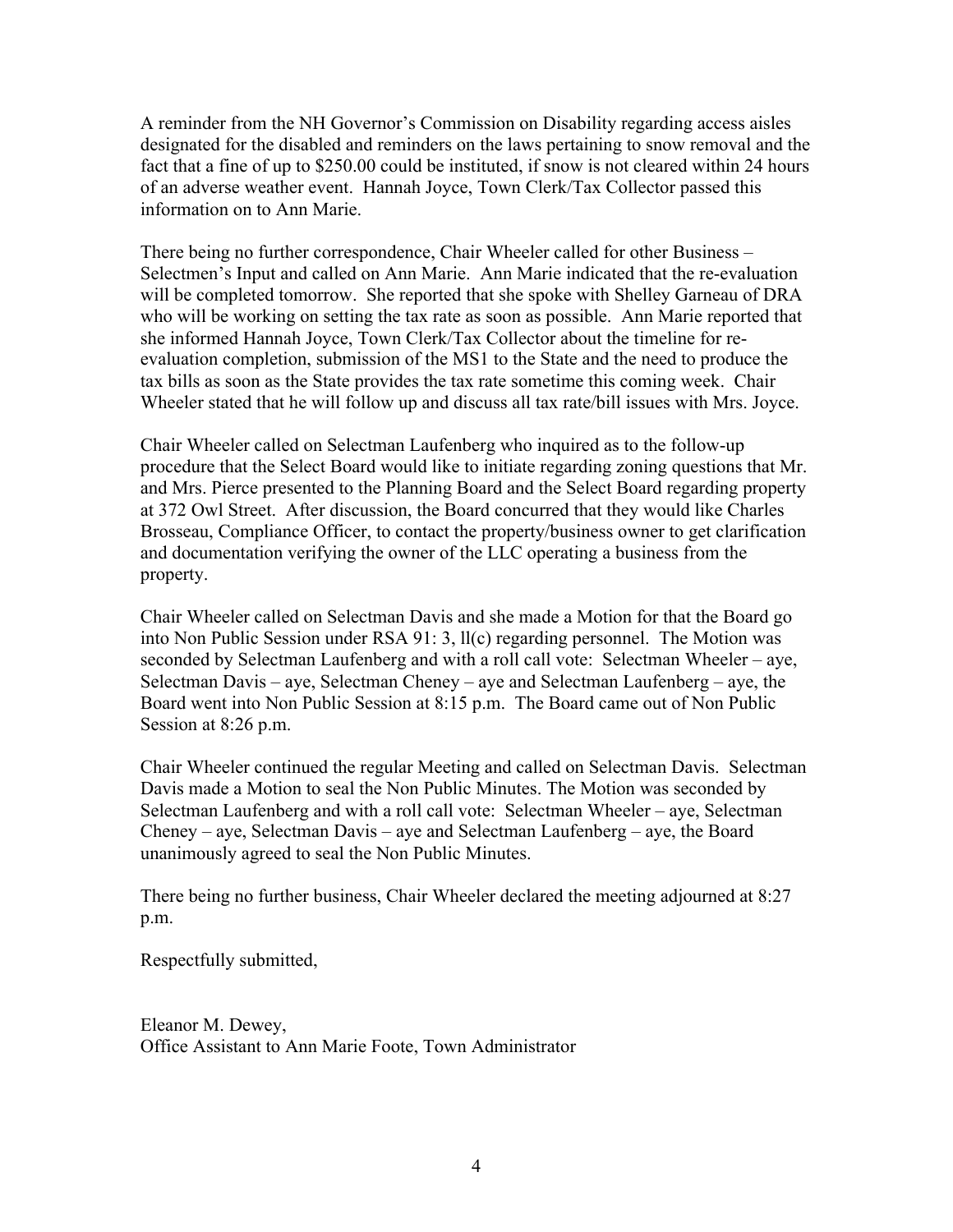A reminder from the NH Governor's Commission on Disability regarding access aisles designated for the disabled and reminders on the laws pertaining to snow removal and the fact that a fine of up to $250.00 could be instituted, if snow is not cleared within 24 hours of an adverse weather event. Hannah Joyce, Town Clerk/Tax Collector passed this information on to Ann Marie.

There being no further correspondence, Chair Wheeler called for other Business – Selectmen's Input and called on Ann Marie. Ann Marie indicated that the re-evaluation will be completed tomorrow. She reported that she spoke with Shelley Garneau of DRA who will be working on setting the tax rate as soon as possible. Ann Marie reported that she informed Hannah Joyce, Town Clerk/Tax Collector about the timeline for re-evaluation completion, submission of the MS1 to the State and the need to produce the tax bills as soon as the State provides the tax rate sometime this coming week. Chair Wheeler stated that he will follow up and discuss all tax rate/bill issues with Mrs. Joyce.

Chair Wheeler called on Selectman Laufenberg who inquired as to the follow-up procedure that the Select Board would like to initiate regarding zoning questions that Mr. and Mrs. Pierce presented to the Planning Board and the Select Board regarding property at 372 Owl Street. After discussion, the Board concurred that they would like Charles Brosseau, Compliance Officer, to contact the property/business owner to get clarification and documentation verifying the owner of the LLC operating a business from the property.

Chair Wheeler called on Selectman Davis and she made a Motion for that the Board go into Non Public Session under RSA 91: 3, ll(c) regarding personnel. The Motion was seconded by Selectman Laufenberg and with a roll call vote: Selectman Wheeler – aye, Selectman Davis – aye, Selectman Cheney – aye and Selectman Laufenberg – aye, the Board went into Non Public Session at 8:15 p.m. The Board came out of Non Public Session at 8:26 p.m.

Chair Wheeler continued the regular Meeting and called on Selectman Davis. Selectman Davis made a Motion to seal the Non Public Minutes. The Motion was seconded by Selectman Laufenberg and with a roll call vote: Selectman Wheeler – aye, Selectman Cheney – aye, Selectman Davis – aye and Selectman Laufenberg – aye, the Board unanimously agreed to seal the Non Public Minutes.

There being no further business, Chair Wheeler declared the meeting adjourned at 8:27 p.m.

Respectfully submitted,

Eleanor M. Dewey,
Office Assistant to Ann Marie Foote, Town Administrator